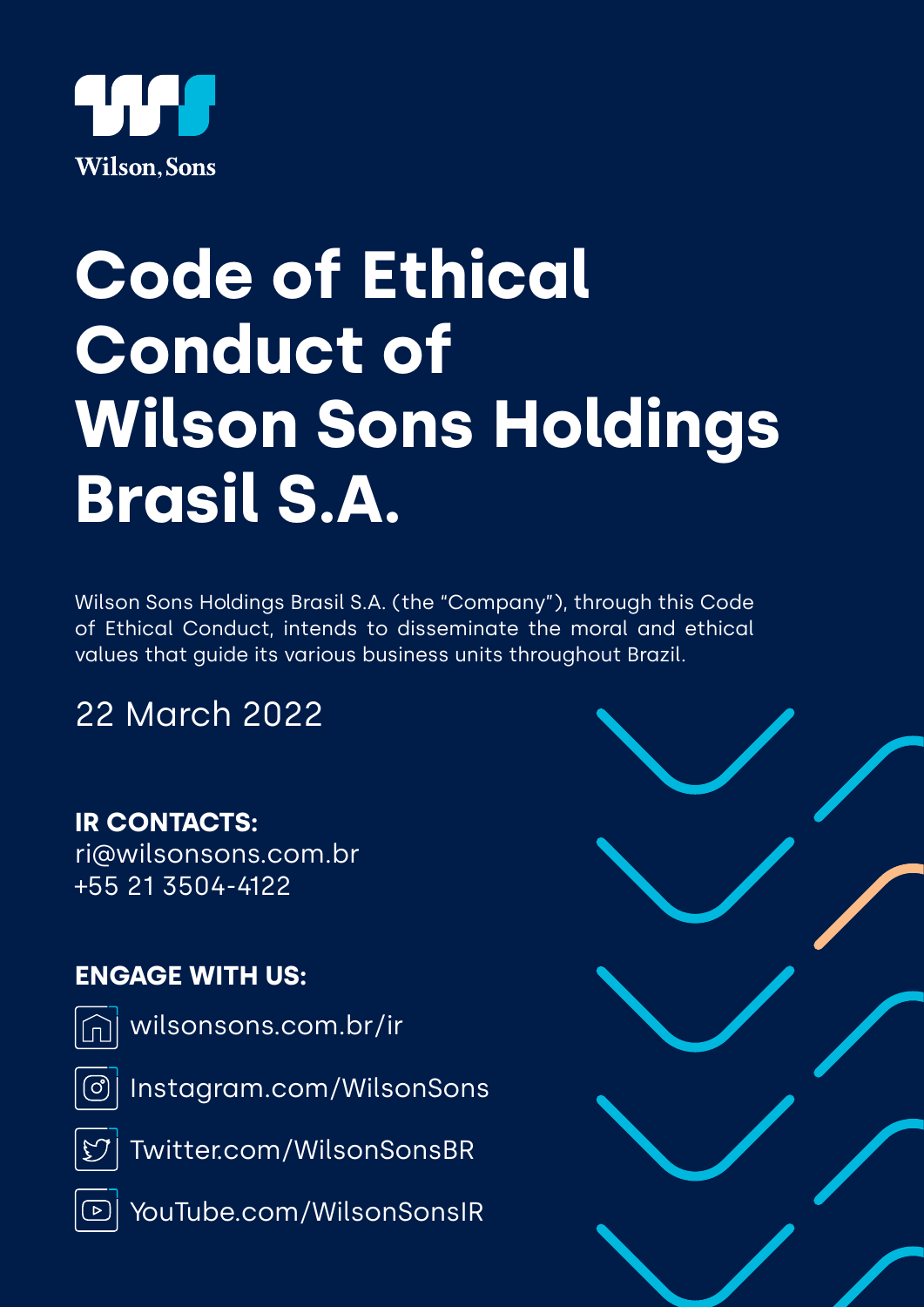Wilson, Sons

# Code of Ethical Conduct of Wilson Sons Holdings Brasil S.A.

Wilson Sons Holdings Brasil S.A. (the "Company"), through this Code of Ethical Conduct, intends to disseminate the moral and ethical values that guide its various business units throughout Brazil.

22 March 2022

**IR CONTACTS:**
ri@wilsonsons.com.br
+55 21 3504-4122

**ENGAGE WITH US:**

wilsonsons.com.br/ir

Instagram.com/WilsonSons

Twitter.com/WilsonSonsBR

YouTube.com/WilsonSonsIR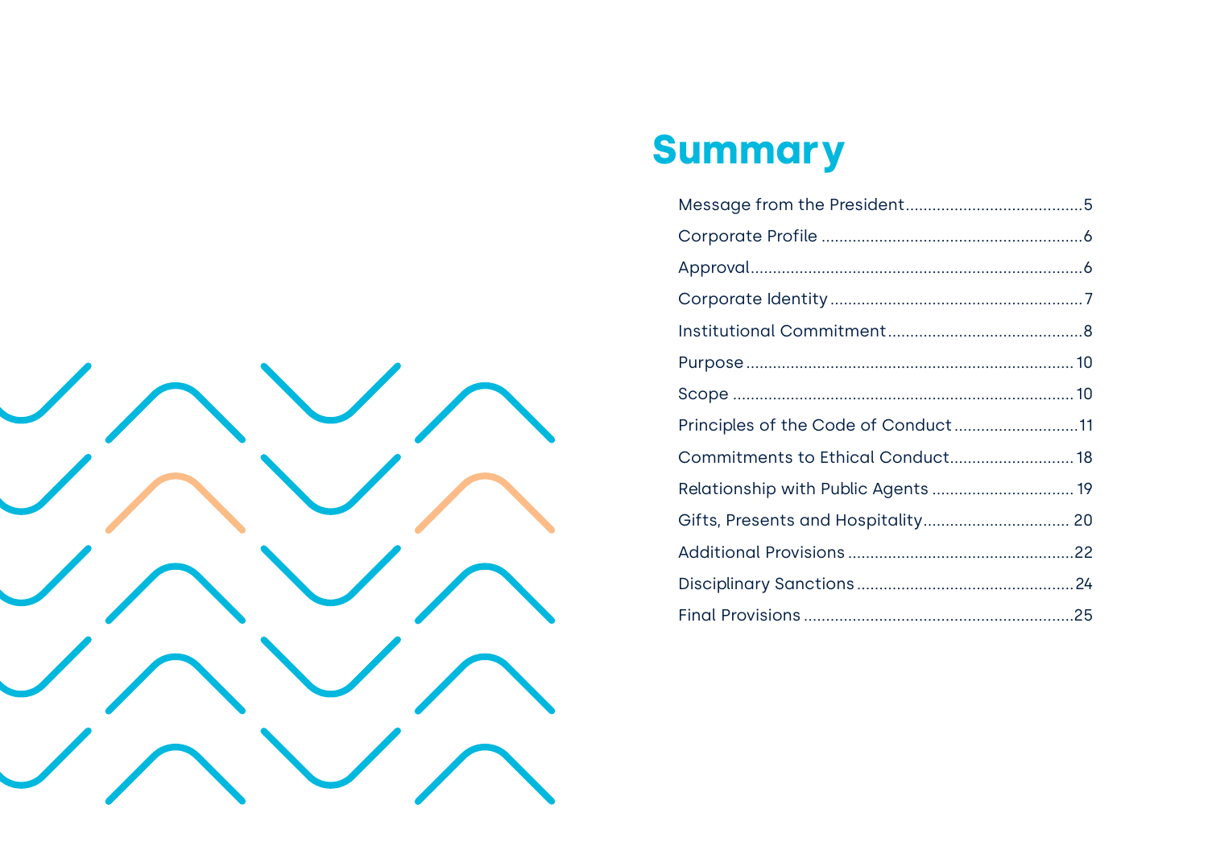# Summary

Message from the President........................................5
Corporate Profile ..........................................................6
Approval..........................................................................6
Corporate Identity ........................................................7
Institutional Commitment...........................................8
Purpose .........................................................................10
Scope ............................................................................10
Principles of the Code of Conduct ............................11
Commitments to Ethical Conduct............................18
Relationship with Public Agents ................................19
Gifts, Presents and Hospitality................................. 20
Additional Provisions ..................................................22
Disciplinary Sanctions ................................................24
Final Provisions ............................................................25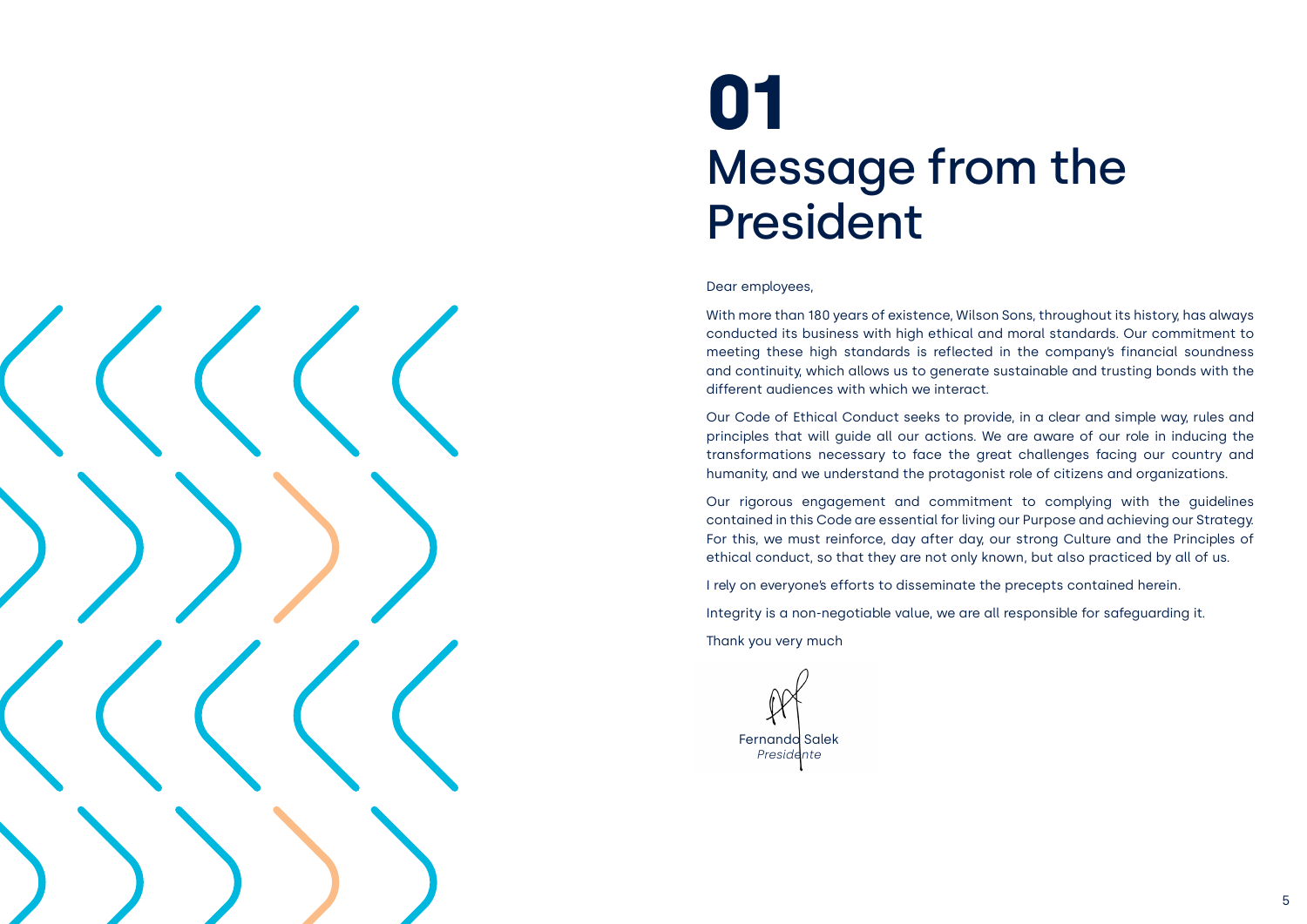# 01 Message from the President

Dear employees,

With more than 180 years of existence, Wilson Sons, throughout its history, has always conducted its business with high ethical and moral standards. Our commitment to meeting these high standards is reflected in the company's financial soundness and continuity, which allows us to generate sustainable and trusting bonds with the different audiences with which we interact.

Our Code of Ethical Conduct seeks to provide, in a clear and simple way, rules and principles that will guide all our actions. We are aware of our role in inducing the transformations necessary to face the great challenges facing our country and humanity, and we understand the protagonist role of citizens and organizations.

Our rigorous engagement and commitment to complying with the guidelines contained in this Code are essential for living our Purpose and achieving our Strategy. For this, we must reinforce, day after day, our strong Culture and the Principles of ethical conduct, so that they are not only known, but also practiced by all of us.

I rely on everyone's efforts to disseminate the precepts contained herein.

Integrity is a non-negotiable value, we are all responsible for safeguarding it.

Thank you very much

Fernando Salek
*Presidente*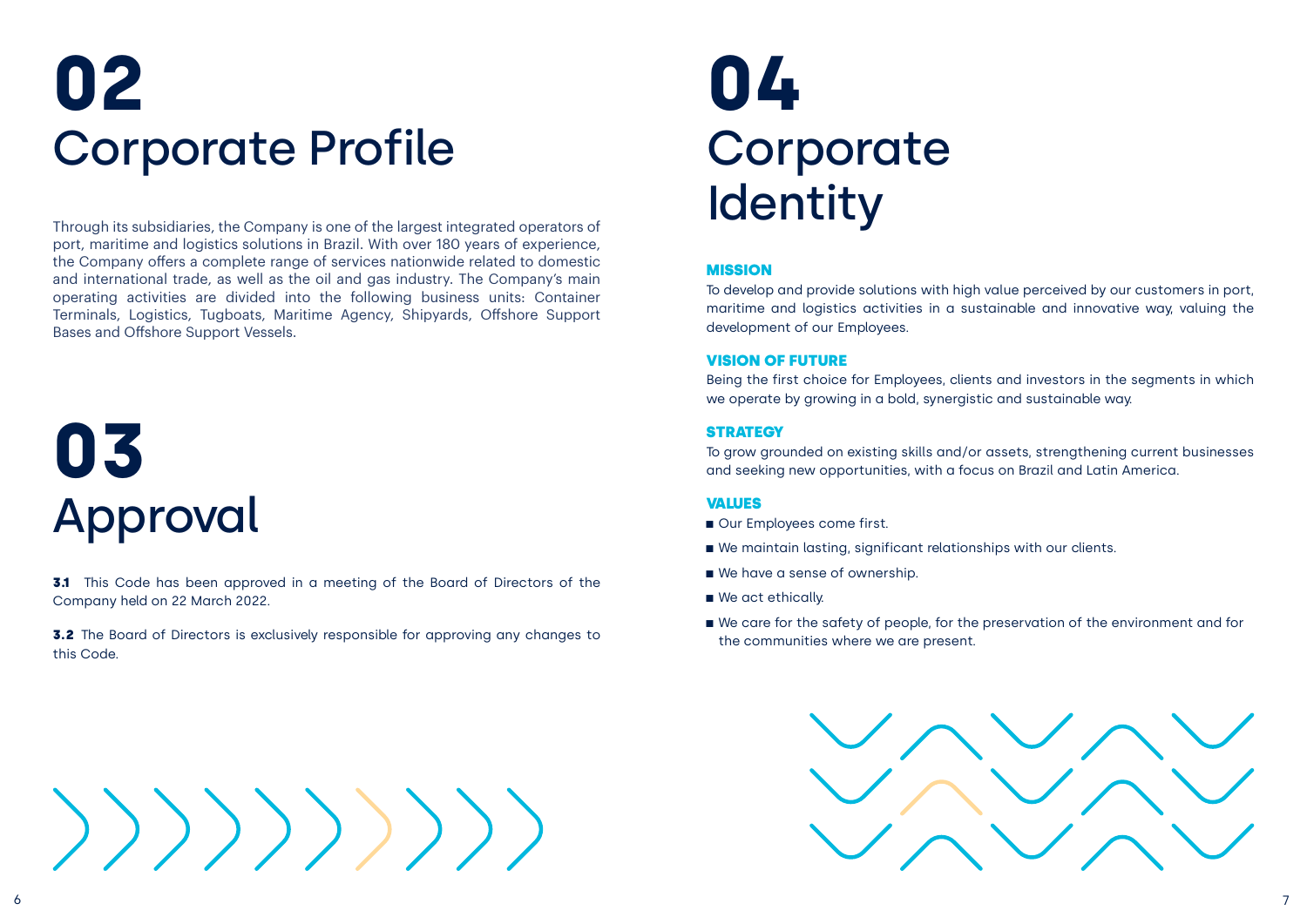# 02 Corporate Profile

Through its subsidiaries, the Company is one of the largest integrated operators of port, maritime and logistics solutions in Brazil. With over 180 years of experience, the Company offers a complete range of services nationwide related to domestic and international trade, as well as the oil and gas industry. The Company's main operating activities are divided into the following business units: Container Terminals, Logistics, Tugboats, Maritime Agency, Shipyards, Offshore Support Bases and Offshore Support Vessels.

# 03 Approval

**3.1** This Code has been approved in a meeting of the Board of Directors of the Company held on 22 March 2022.

**3.2** The Board of Directors is exclusively responsible for approving any changes to this Code.

# 04 Corporate Identity

**MISSION**

To develop and provide solutions with high value perceived by our customers in port, maritime and logistics activities in a sustainable and innovative way, valuing the development of our Employees.

**VISION OF FUTURE**

Being the first choice for Employees, clients and investors in the segments in which we operate by growing in a bold, synergistic and sustainable way.

**STRATEGY**

To grow grounded on existing skills and/or assets, strengthening current businesses and seeking new opportunities, with a focus on Brazil and Latin America.

**VALUES**

- Our Employees come first.
- We maintain lasting, significant relationships with our clients.
- We have a sense of ownership.
- We act ethically.
- We care for the safety of people, for the preservation of the environment and for the communities where we are present.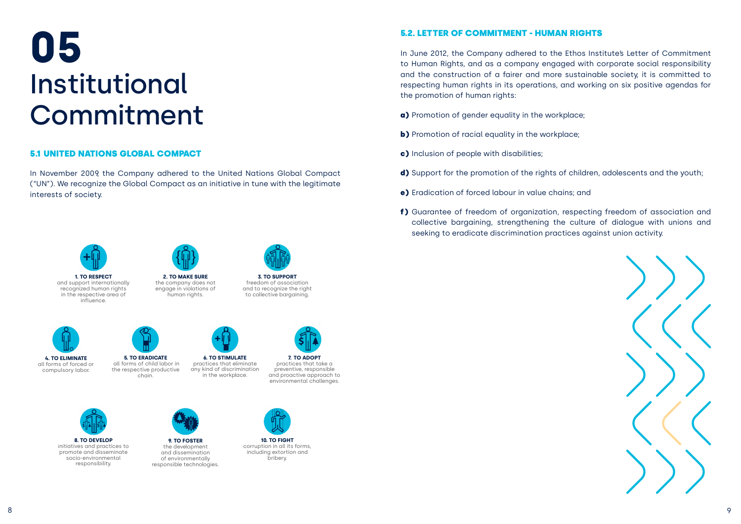# 05 Institutional Commitment

## 5.1 UNITED NATIONS GLOBAL COMPACT

In November 2009, the Company adhered to the United Nations Global Compact ("UN"). We recognize the Global Compact as an initiative in tune with the legitimate interests of society.

**1. TO RESPECT** and support internationally recognized human rights in the respective area of influence.

**2. TO MAKE SURE** the company does not engage in violations of human rights.

**3. TO SUPPORT** freedom of association and to recognize the right to collective bargaining.

**4. TO ELIMINATE** all forms of forced or compulsory labor.

**5. TO ERADICATE** all forms of child labor in the respective productive chain.

**6. TO STIMULATE** practices that eliminate any kind of discrimination in the workplace.

**7. TO ADOPT** practices that take a preventive, responsible and proactive approach to environmental challenges.

**8. TO DEVELOP** initiatives and practices to promote and disseminate socio-environmental responsibility.

**9. TO FOSTER** the development and dissemination of environmentally responsible technologies.

**10. TO FIGHT** corruption in all its forms, including extortion and bribery.

## 5.2. LETTER OF COMMITMENT - HUMAN RIGHTS

In June 2012, the Company adhered to the Ethos Institute's Letter of Commitment to Human Rights, and as a company engaged with corporate social responsibility and the construction of a fairer and more sustainable society, it is committed to respecting human rights in its operations, and working on six positive agendas for the promotion of human rights:

**a)** Promotion of gender equality in the workplace;

**b)** Promotion of racial equality in the workplace;

**c)** Inclusion of people with disabilities;

**d)** Support for the promotion of the rights of children, adolescents and the youth;

**e)** Eradication of forced labour in value chains; and

**f)** Guarantee of freedom of organization, respecting freedom of association and collective bargaining, strengthening the culture of dialogue with unions and seeking to eradicate discrimination practices against union activity.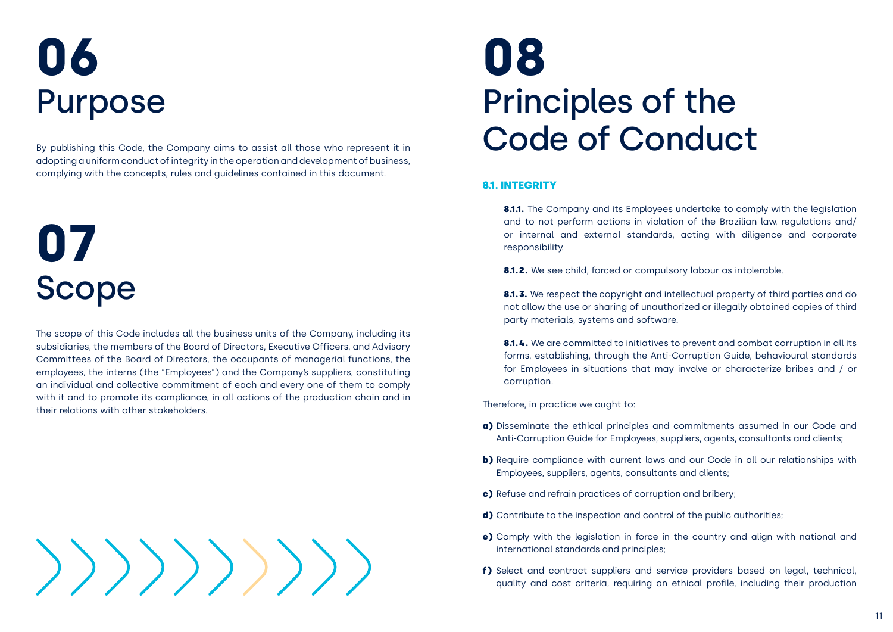# 06 Purpose

By publishing this Code, the Company aims to assist all those who represent it in adopting a uniform conduct of integrity in the operation and development of business, complying with the concepts, rules and guidelines contained in this document.

# 07 Scope

The scope of this Code includes all the business units of the Company, including its subsidiaries, the members of the Board of Directors, Executive Officers, and Advisory Committees of the Board of Directors, the occupants of managerial functions, the employees, the interns (the "Employees") and the Company's suppliers, constituting an individual and collective commitment of each and every one of them to comply with it and to promote its compliance, in all actions of the production chain and in their relations with other stakeholders.

# 08 Principles of the Code of Conduct

## 8.1. INTEGRITY

**8.1.1.** The Company and its Employees undertake to comply with the legislation and to not perform actions in violation of the Brazilian law, regulations and/or internal and external standards, acting with diligence and corporate responsibility.

**8.1.2.** We see child, forced or compulsory labour as intolerable.

**8.1.3.** We respect the copyright and intellectual property of third parties and do not allow the use or sharing of unauthorized or illegally obtained copies of third party materials, systems and software.

**8.1.4.** We are committed to initiatives to prevent and combat corruption in all its forms, establishing, through the Anti-Corruption Guide, behavioural standards for Employees in situations that may involve or characterize bribes and / or corruption.

Therefore, in practice we ought to:

**a)** Disseminate the ethical principles and commitments assumed in our Code and Anti-Corruption Guide for Employees, suppliers, agents, consultants and clients;

**b)** Require compliance with current laws and our Code in all our relationships with Employees, suppliers, agents, consultants and clients;

**c)** Refuse and refrain practices of corruption and bribery;

**d)** Contribute to the inspection and control of the public authorities;

**e)** Comply with the legislation in force in the country and align with national and international standards and principles;

**f)** Select and contract suppliers and service providers based on legal, technical, quality and cost criteria, requiring an ethical profile, including their production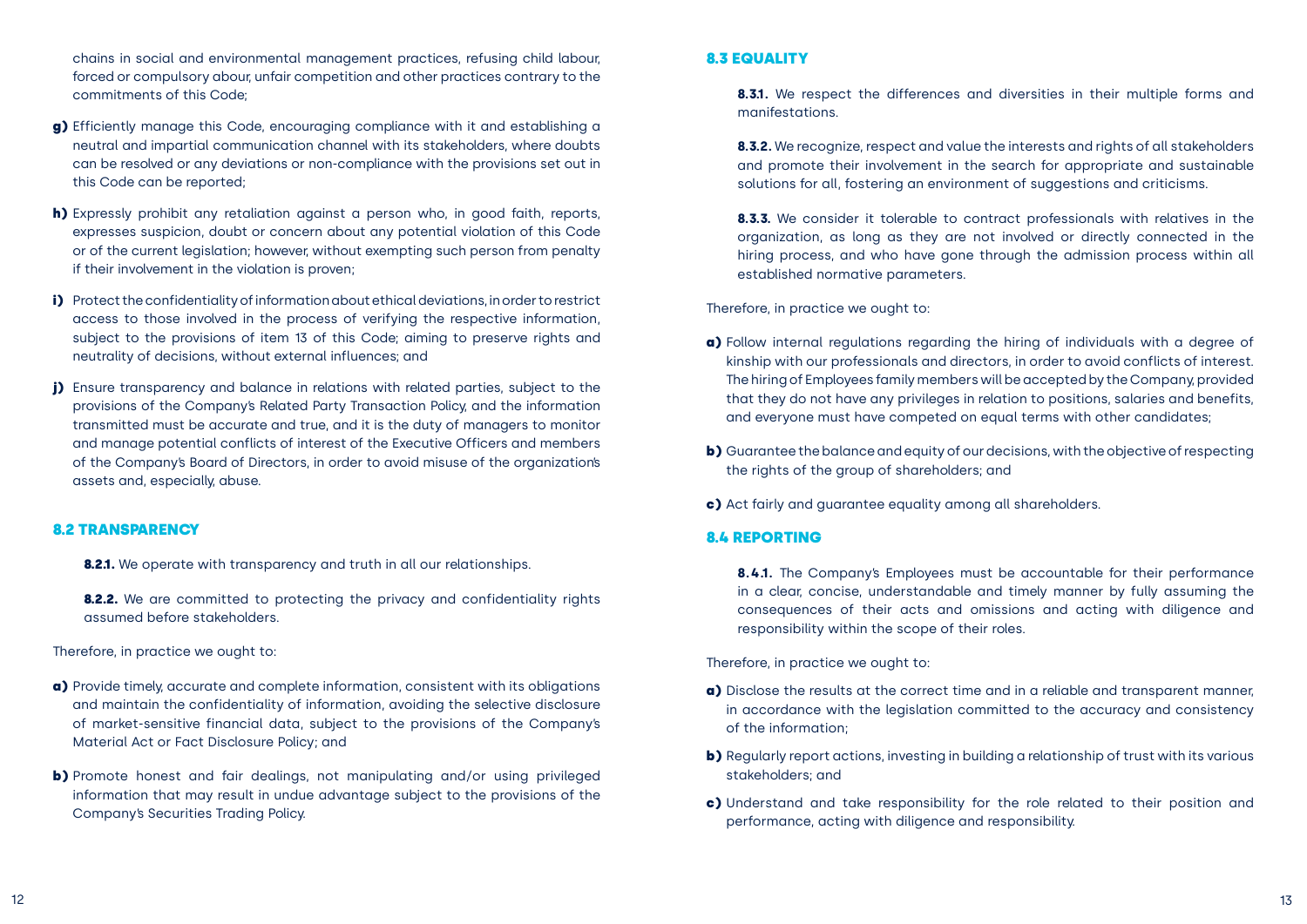chains in social and environmental management practices, refusing child labour, forced or compulsory abour, unfair competition and other practices contrary to the commitments of this Code;

**g)** Efficiently manage this Code, encouraging compliance with it and establishing a neutral and impartial communication channel with its stakeholders, where doubts can be resolved or any deviations or non-compliance with the provisions set out in this Code can be reported;

**h)** Expressly prohibit any retaliation against a person who, in good faith, reports, expresses suspicion, doubt or concern about any potential violation of this Code or of the current legislation; however, without exempting such person from penalty if their involvement in the violation is proven;

**i)** Protect the confidentiality of information about ethical deviations, in order to restrict access to those involved in the process of verifying the respective information, subject to the provisions of item 13 of this Code; aiming to preserve rights and neutrality of decisions, without external influences; and

**j)** Ensure transparency and balance in relations with related parties, subject to the provisions of the Company's Related Party Transaction Policy, and the information transmitted must be accurate and true, and it is the duty of managers to monitor and manage potential conflicts of interest of the Executive Officers and members of the Company's Board of Directors, in order to avoid misuse of the organization's assets and, especially, abuse.

## 8.2 TRANSPARENCY

**8.2.1.** We operate with transparency and truth in all our relationships.

**8.2.2.** We are committed to protecting the privacy and confidentiality rights assumed before stakeholders.

Therefore, in practice we ought to:

**a)** Provide timely, accurate and complete information, consistent with its obligations and maintain the confidentiality of information, avoiding the selective disclosure of market-sensitive financial data, subject to the provisions of the Company's Material Act or Fact Disclosure Policy; and

**b)** Promote honest and fair dealings, not manipulating and/or using privileged information that may result in undue advantage subject to the provisions of the Company's Securities Trading Policy.

## 8.3 EQUALITY

**8.3.1.** We respect the differences and diversities in their multiple forms and manifestations.

**8.3.2.** We recognize, respect and value the interests and rights of all stakeholders and promote their involvement in the search for appropriate and sustainable solutions for all, fostering an environment of suggestions and criticisms.

**8.3.3.** We consider it tolerable to contract professionals with relatives in the organization, as long as they are not involved or directly connected in the hiring process, and who have gone through the admission process within all established normative parameters.

Therefore, in practice we ought to:

**a)** Follow internal regulations regarding the hiring of individuals with a degree of kinship with our professionals and directors, in order to avoid conflicts of interest. The hiring of Employees family members will be accepted by the Company, provided that they do not have any privileges in relation to positions, salaries and benefits, and everyone must have competed on equal terms with other candidates;

**b)** Guarantee the balance and equity of our decisions, with the objective of respecting the rights of the group of shareholders; and

**c)** Act fairly and guarantee equality among all shareholders.

## 8.4 REPORTING

**8.4.1.** The Company's Employees must be accountable for their performance in a clear, concise, understandable and timely manner by fully assuming the consequences of their acts and omissions and acting with diligence and responsibility within the scope of their roles.

Therefore, in practice we ought to:

**a)** Disclose the results at the correct time and in a reliable and transparent manner, in accordance with the legislation committed to the accuracy and consistency of the information;

**b)** Regularly report actions, investing in building a relationship of trust with its various stakeholders; and

**c)** Understand and take responsibility for the role related to their position and performance, acting with diligence and responsibility.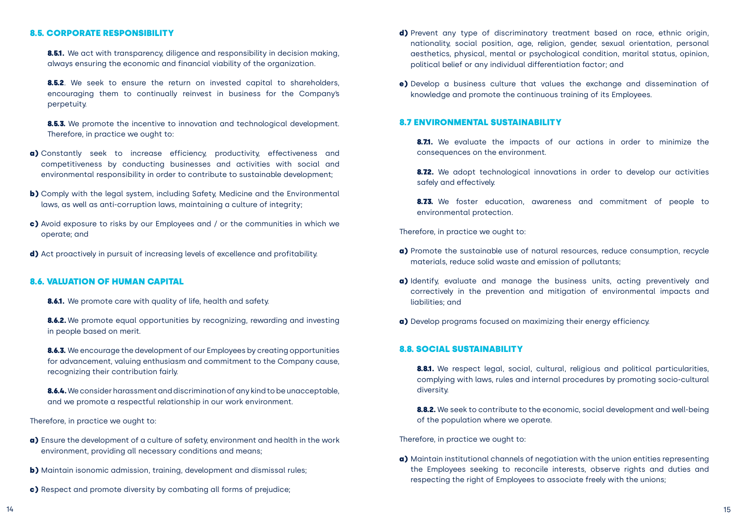## 8.5. CORPORATE RESPONSIBILITY

**8.5.1.** We act with transparency, diligence and responsibility in decision making, always ensuring the economic and financial viability of the organization.

**8.5.2**. We seek to ensure the return on invested capital to shareholders, encouraging them to continually reinvest in business for the Company's perpetuity.

**8.5.3.** We promote the incentive to innovation and technological development. Therefore, in practice we ought to:

**a)** Constantly seek to increase efficiency, productivity, effectiveness and competitiveness by conducting businesses and activities with social and environmental responsibility in order to contribute to sustainable development;

**b)** Comply with the legal system, including Safety, Medicine and the Environmental laws, as well as anti-corruption laws, maintaining a culture of integrity;

**c)** Avoid exposure to risks by our Employees and / or the communities in which we operate; and

**d)** Act proactively in pursuit of increasing levels of excellence and profitability.

## 8.6. VALUATION OF HUMAN CAPITAL

**8.6.1.** We promote care with quality of life, health and safety.

**8.6.2.** We promote equal opportunities by recognizing, rewarding and investing in people based on merit.

**8.6.3.** We encourage the development of our Employees by creating opportunities for advancement, valuing enthusiasm and commitment to the Company cause, recognizing their contribution fairly.

**8.6.4.** We consider harassment and discrimination of any kind to be unacceptable, and we promote a respectful relationship in our work environment.

Therefore, in practice we ought to:

**a)** Ensure the development of a culture of safety, environment and health in the work environment, providing all necessary conditions and means;

**b)** Maintain isonomic admission, training, development and dismissal rules;

**c)** Respect and promote diversity by combating all forms of prejudice;

**d)** Prevent any type of discriminatory treatment based on race, ethnic origin, nationality, social position, age, religion, gender, sexual orientation, personal aesthetics, physical, mental or psychological condition, marital status, opinion, political belief or any individual differentiation factor; and

**e)** Develop a business culture that values the exchange and dissemination of knowledge and promote the continuous training of its Employees.

## 8.7 ENVIRONMENTAL SUSTAINABILITY

**8.7.1.** We evaluate the impacts of our actions in order to minimize the consequences on the environment.

**8.7.2.** We adopt technological innovations in order to develop our activities safely and effectively.

**8.7.3.** We foster education, awareness and commitment of people to environmental protection.

Therefore, in practice we ought to:

**a)** Promote the sustainable use of natural resources, reduce consumption, recycle materials, reduce solid waste and emission of pollutants;

**a)** Identify, evaluate and manage the business units, acting preventively and correctively in the prevention and mitigation of environmental impacts and liabilities; and

**a)** Develop programs focused on maximizing their energy efficiency.

## 8.8. SOCIAL SUSTAINABILITY

**8.8.1.** We respect legal, social, cultural, religious and political particularities, complying with laws, rules and internal procedures by promoting socio-cultural diversity.

**8.8.2.** We seek to contribute to the economic, social development and well-being of the population where we operate.

Therefore, in practice we ought to:

**a)** Maintain institutional channels of negotiation with the union entities representing the Employees seeking to reconcile interests, observe rights and duties and respecting the right of Employees to associate freely with the unions;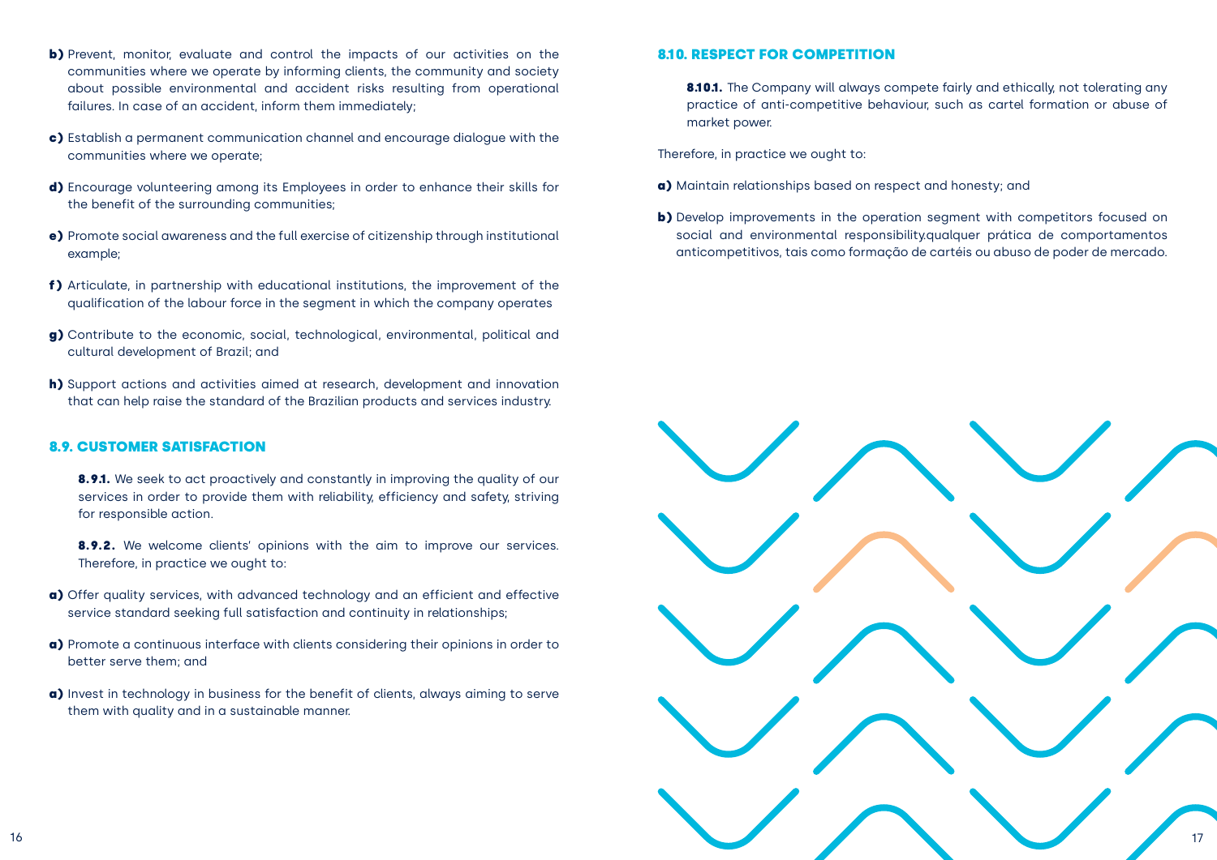**b)** Prevent, monitor, evaluate and control the impacts of our activities on the communities where we operate by informing clients, the community and society about possible environmental and accident risks resulting from operational failures. In case of an accident, inform them immediately;

**c)** Establish a permanent communication channel and encourage dialogue with the communities where we operate;

**d)** Encourage volunteering among its Employees in order to enhance their skills for the benefit of the surrounding communities;

**e)** Promote social awareness and the full exercise of citizenship through institutional example;

**f)** Articulate, in partnership with educational institutions, the improvement of the qualification of the labour force in the segment in which the company operates

**g)** Contribute to the economic, social, technological, environmental, political and cultural development of Brazil; and

**h)** Support actions and activities aimed at research, development and innovation that can help raise the standard of the Brazilian products and services industry.

## 8.9. CUSTOMER SATISFACTION

**8.9.1.** We seek to act proactively and constantly in improving the quality of our services in order to provide them with reliability, efficiency and safety, striving for responsible action.

**8.9.2.** We welcome clients' opinions with the aim to improve our services. Therefore, in practice we ought to:

**a)** Offer quality services, with advanced technology and an efficient and effective service standard seeking full satisfaction and continuity in relationships;

**a)** Promote a continuous interface with clients considering their opinions in order to better serve them; and

**a)** Invest in technology in business for the benefit of clients, always aiming to serve them with quality and in a sustainable manner.

## 8.10. RESPECT FOR COMPETITION

**8.10.1.** The Company will always compete fairly and ethically, not tolerating any practice of anti-competitive behaviour, such as cartel formation or abuse of market power.

Therefore, in practice we ought to:

**a)** Maintain relationships based on respect and honesty; and

**b)** Develop improvements in the operation segment with competitors focused on social and environmental responsibility.qualquer prática de comportamentos anticompetitivos, tais como formação de cartéis ou abuso de poder de mercado.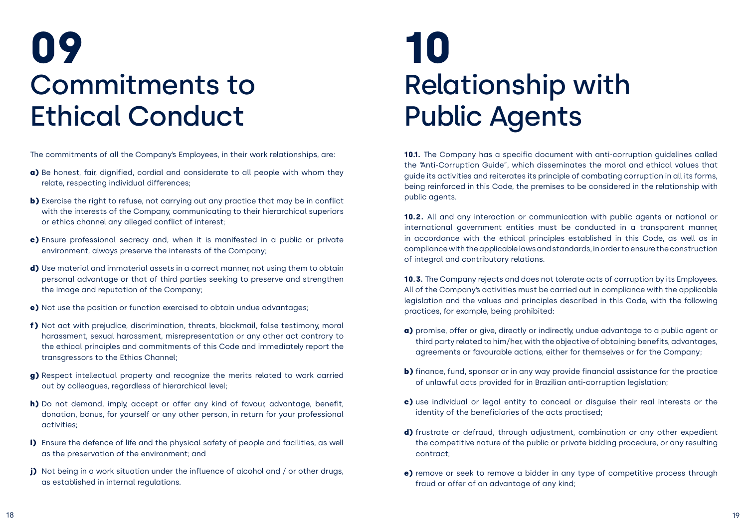# 09 Commitments to Ethical Conduct

The commitments of all the Company's Employees, in their work relationships, are:

**a)** Be honest, fair, dignified, cordial and considerate to all people with whom they relate, respecting individual differences;

**b)** Exercise the right to refuse, not carrying out any practice that may be in conflict with the interests of the Company, communicating to their hierarchical superiors or ethics channel any alleged conflict of interest;

**c)** Ensure professional secrecy and, when it is manifested in a public or private environment, always preserve the interests of the Company;

**d)** Use material and immaterial assets in a correct manner, not using them to obtain personal advantage or that of third parties seeking to preserve and strengthen the image and reputation of the Company;

**e)** Not use the position or function exercised to obtain undue advantages;

**f)** Not act with prejudice, discrimination, threats, blackmail, false testimony, moral harassment, sexual harassment, misrepresentation or any other act contrary to the ethical principles and commitments of this Code and immediately report the transgressors to the Ethics Channel;

**g)** Respect intellectual property and recognize the merits related to work carried out by colleagues, regardless of hierarchical level;

**h)** Do not demand, imply, accept or offer any kind of favour, advantage, benefit, donation, bonus, for yourself or any other person, in return for your professional activities;

**i)** Ensure the defence of life and the physical safety of people and facilities, as well as the preservation of the environment; and

**j)** Not being in a work situation under the influence of alcohol and / or other drugs, as established in internal regulations.

# 10 Relationship with Public Agents

**10.1.** The Company has a specific document with anti-corruption guidelines called the "Anti-Corruption Guide", which disseminates the moral and ethical values that guide its activities and reiterates its principle of combating corruption in all its forms, being reinforced in this Code, the premises to be considered in the relationship with public agents.

**10.2.** All and any interaction or communication with public agents or national or international government entities must be conducted in a transparent manner, in accordance with the ethical principles established in this Code, as well as in compliance with the applicable laws and standards, in order to ensure the construction of integral and contributory relations.

**10.3.** The Company rejects and does not tolerate acts of corruption by its Employees. All of the Company's activities must be carried out in compliance with the applicable legislation and the values and principles described in this Code, with the following practices, for example, being prohibited:

**a)** promise, offer or give, directly or indirectly, undue advantage to a public agent or third party related to him/her, with the objective of obtaining benefits, advantages, agreements or favourable actions, either for themselves or for the Company;

**b)** finance, fund, sponsor or in any way provide financial assistance for the practice of unlawful acts provided for in Brazilian anti-corruption legislation;

**c)** use individual or legal entity to conceal or disguise their real interests or the identity of the beneficiaries of the acts practised;

**d)** frustrate or defraud, through adjustment, combination or any other expedient the competitive nature of the public or private bidding procedure, or any resulting contract;

**e)** remove or seek to remove a bidder in any type of competitive process through fraud or offer of an advantage of any kind;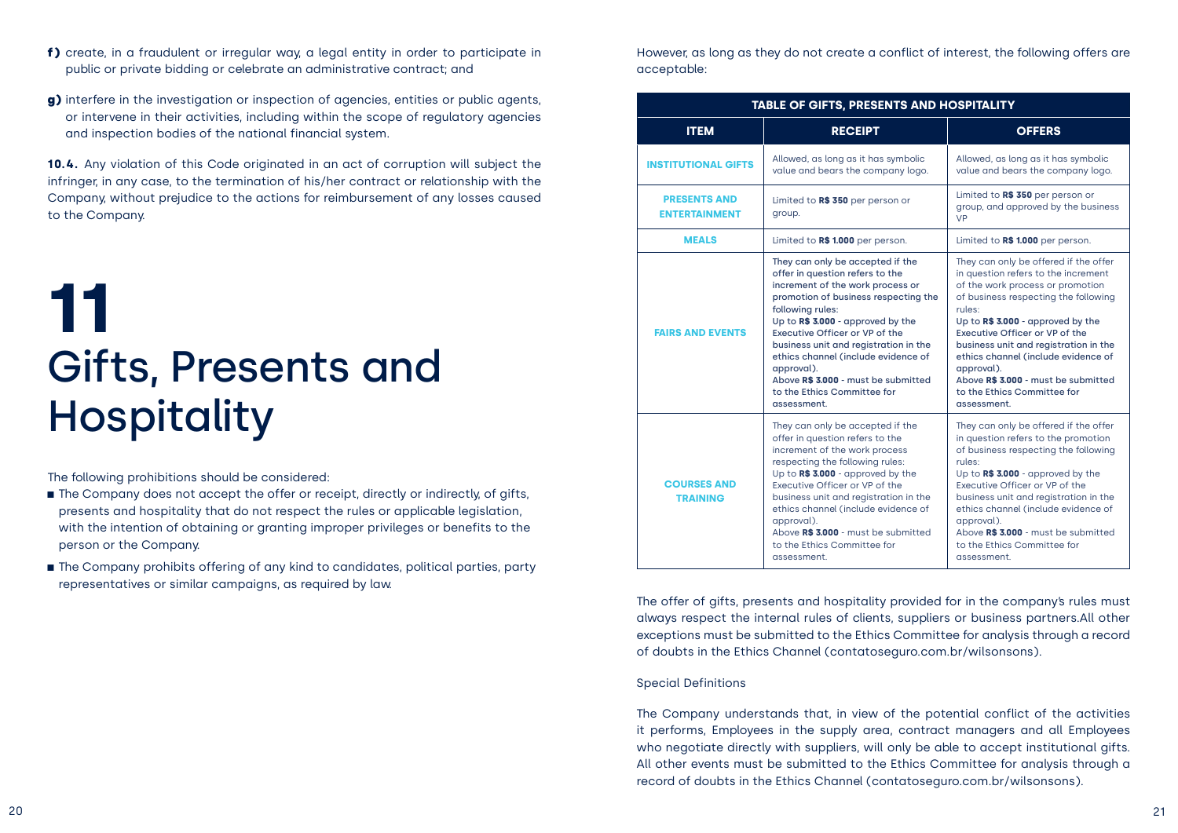**f)** create, in a fraudulent or irregular way, a legal entity in order to participate in public or private bidding or celebrate an administrative contract; and

**g)** interfere in the investigation or inspection of agencies, entities or public agents, or intervene in their activities, including within the scope of regulatory agencies and inspection bodies of the national financial system.

**10.4.** Any violation of this Code originated in an act of corruption will subject the infringer, in any case, to the termination of his/her contract or relationship with the Company, without prejudice to the actions for reimbursement of any losses caused to the Company.

# 11 Gifts, Presents and Hospitality

The following prohibitions should be considered:

- The Company does not accept the offer or receipt, directly or indirectly, of gifts, presents and hospitality that do not respect the rules or applicable legislation, with the intention of obtaining or granting improper privileges or benefits to the person or the Company.
- The Company prohibits offering of any kind to candidates, political parties, party representatives or similar campaigns, as required by law.

However, as long as they do not create a conflict of interest, the following offers are acceptable:

| TABLE OF GIFTS, PRESENTS AND HOSPITALITY | | |
|---|---|---|
| **ITEM** | **RECEIPT** | **OFFERS** |
| **INSTITUTIONAL GIFTS** | Allowed, as long as it has symbolic value and bears the company logo. | Allowed, as long as it has symbolic value and bears the company logo. |
| **PRESENTS AND ENTERTAINMENT** | Limited to **R$ 350** per person or group. | Limited to **R$ 350** per person or group, and approved by the business VP |
| **MEALS** | Limited to **R$ 1.000** per person. | Limited to **R$ 1.000** per person. |
| **FAIRS AND EVENTS** | They can only be accepted if the offer in question refers to the increment of the work process or promotion of business respecting the following rules: Up to **R$ 3.000** - approved by the Executive Officer or VP of the business unit and registration in the ethics channel (include evidence of approval). Above **R$ 3.000** - must be submitted to the Ethics Committee for assessment. | They can only be offered if the offer in question refers to the increment of the work process or promotion of business respecting the following rules: Up to **R$ 3.000** - approved by the Executive Officer or VP of the business unit and registration in the ethics channel (include evidence of approval). Above **R$ 3.000** - must be submitted to the Ethics Committee for assessment. |
| **COURSES AND TRAINING** | They can only be accepted if the offer in question refers to the increment of the work process respecting the following rules: Up to **R$ 3.000** - approved by the Executive Officer or VP of the business unit and registration in the ethics channel (include evidence of approval). Above **R$ 3.000** - must be submitted to the Ethics Committee for assessment. | They can only be offered if the offer in question refers to the promotion of business respecting the following rules: Up to **R$ 3.000** - approved by the Executive Officer or VP of the business unit and registration in the ethics channel (include evidence of approval). Above **R$ 3.000** - must be submitted to the Ethics Committee for assessment. |

The offer of gifts, presents and hospitality provided for in the company's rules must always respect the internal rules of clients, suppliers or business partners.All other exceptions must be submitted to the Ethics Committee for analysis through a record of doubts in the Ethics Channel (contatoseguro.com.br/wilsonsons).

Special Definitions

The Company understands that, in view of the potential conflict of the activities it performs, Employees in the supply area, contract managers and all Employees who negotiate directly with suppliers, will only be able to accept institutional gifts. All other events must be submitted to the Ethics Committee for analysis through a record of doubts in the Ethics Channel (contatoseguro.com.br/wilsonsons).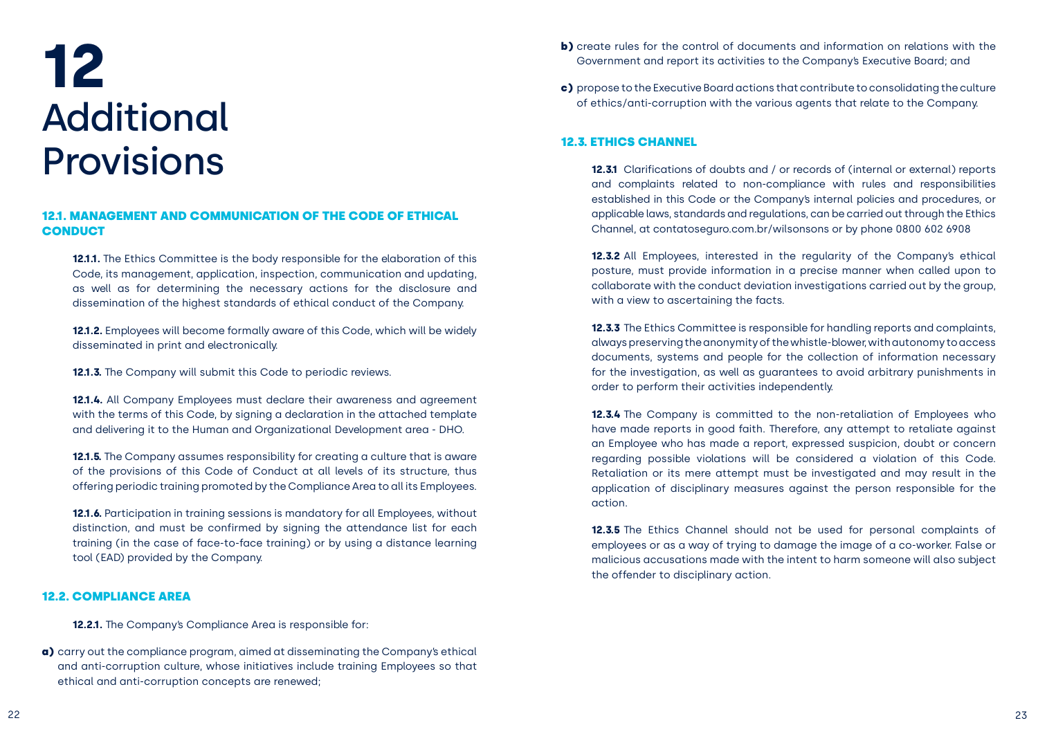# 12 Additional Provisions

## 12.1. MANAGEMENT AND COMMUNICATION OF THE CODE OF ETHICAL CONDUCT

**12.1.1.** The Ethics Committee is the body responsible for the elaboration of this Code, its management, application, inspection, communication and updating, as well as for determining the necessary actions for the disclosure and dissemination of the highest standards of ethical conduct of the Company.

**12.1.2.** Employees will become formally aware of this Code, which will be widely disseminated in print and electronically.

**12.1.3.** The Company will submit this Code to periodic reviews.

**12.1.4.** All Company Employees must declare their awareness and agreement with the terms of this Code, by signing a declaration in the attached template and delivering it to the Human and Organizational Development area - DHO.

**12.1.5.** The Company assumes responsibility for creating a culture that is aware of the provisions of this Code of Conduct at all levels of its structure, thus offering periodic training promoted by the Compliance Area to all its Employees.

**12.1.6.** Participation in training sessions is mandatory for all Employees, without distinction, and must be confirmed by signing the attendance list for each training (in the case of face-to-face training) or by using a distance learning tool (EAD) provided by the Company.

## 12.2. COMPLIANCE AREA

**12.2.1.** The Company's Compliance Area is responsible for:

**a)** carry out the compliance program, aimed at disseminating the Company's ethical and anti-corruption culture, whose initiatives include training Employees so that ethical and anti-corruption concepts are renewed;

**b)** create rules for the control of documents and information on relations with the Government and report its activities to the Company's Executive Board; and

**c)** propose to the Executive Board actions that contribute to consolidating the culture of ethics/anti-corruption with the various agents that relate to the Company.

## 12.3. ETHICS CHANNEL

**12.3.1** Clarifications of doubts and / or records of (internal or external) reports and complaints related to non-compliance with rules and responsibilities established in this Code or the Company's internal policies and procedures, or applicable laws, standards and regulations, can be carried out through the Ethics Channel, at contatoseguro.com.br/wilsonsons or by phone 0800 602 6908

**12.3.2** All Employees, interested in the regularity of the Company's ethical posture, must provide information in a precise manner when called upon to collaborate with the conduct deviation investigations carried out by the group, with a view to ascertaining the facts.

**12.3.3** The Ethics Committee is responsible for handling reports and complaints, always preserving the anonymity of the whistle-blower, with autonomy to access documents, systems and people for the collection of information necessary for the investigation, as well as guarantees to avoid arbitrary punishments in order to perform their activities independently.

**12.3.4** The Company is committed to the non-retaliation of Employees who have made reports in good faith. Therefore, any attempt to retaliate against an Employee who has made a report, expressed suspicion, doubt or concern regarding possible violations will be considered a violation of this Code. Retaliation or its mere attempt must be investigated and may result in the application of disciplinary measures against the person responsible for the action.

**12.3.5** The Ethics Channel should not be used for personal complaints of employees or as a way of trying to damage the image of a co-worker. False or malicious accusations made with the intent to harm someone will also subject the offender to disciplinary action.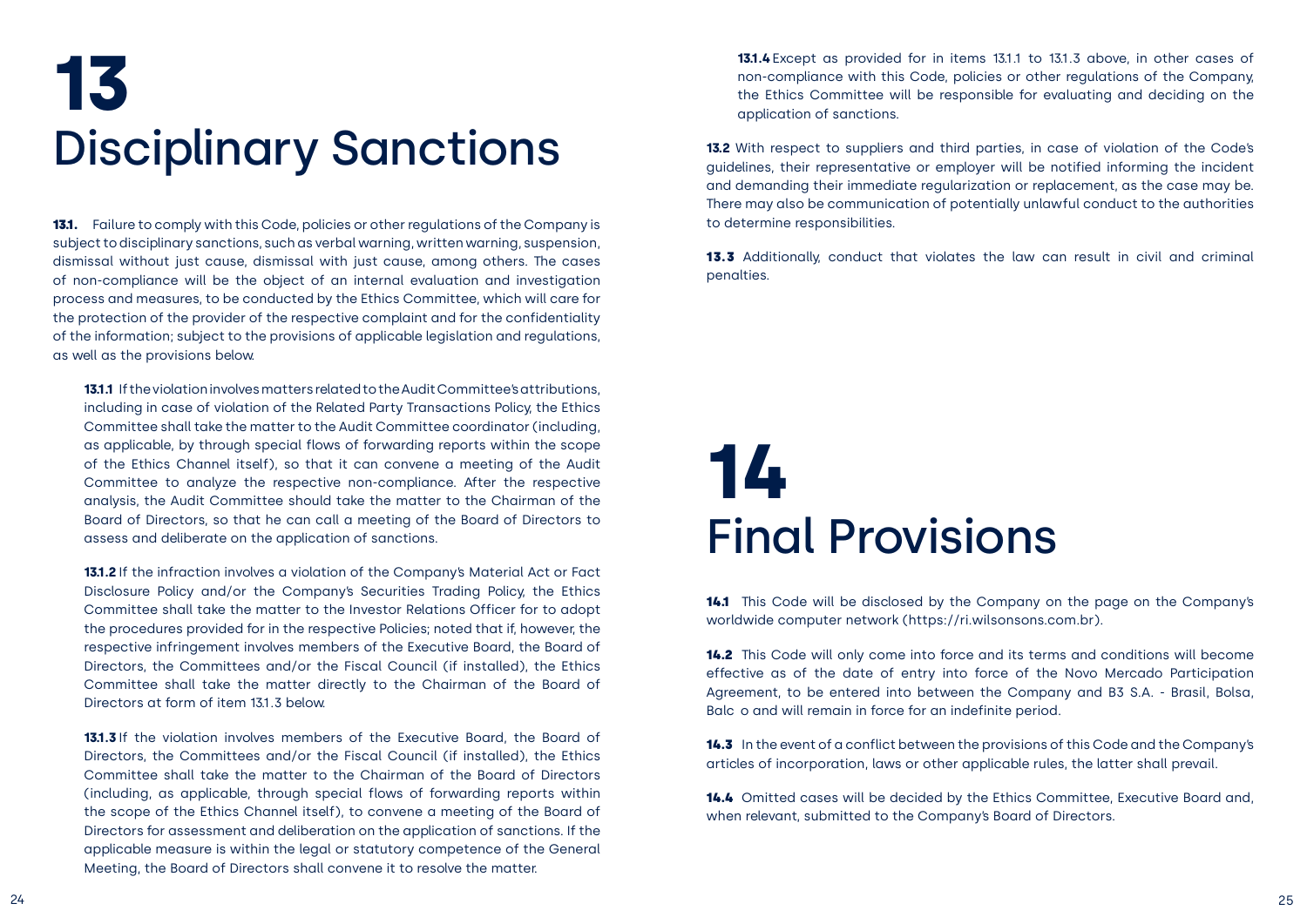# 13
# Disciplinary Sanctions

**13.1.** Failure to comply with this Code, policies or other regulations of the Company is subject to disciplinary sanctions, such as verbal warning, written warning, suspension, dismissal without just cause, dismissal with just cause, among others. The cases of non-compliance will be the object of an internal evaluation and investigation process and measures, to be conducted by the Ethics Committee, which will care for the protection of the provider of the respective complaint and for the confidentiality of the information; subject to the provisions of applicable legislation and regulations, as well as the provisions below.

**13.1.1** If the violation involves matters related to the Audit Committee's attributions, including in case of violation of the Related Party Transactions Policy, the Ethics Committee shall take the matter to the Audit Committee coordinator (including, as applicable, by through special flows of forwarding reports within the scope of the Ethics Channel itself), so that it can convene a meeting of the Audit Committee to analyze the respective non-compliance. After the respective analysis, the Audit Committee should take the matter to the Chairman of the Board of Directors, so that he can call a meeting of the Board of Directors to assess and deliberate on the application of sanctions.

**13.1.2** If the infraction involves a violation of the Company's Material Act or Fact Disclosure Policy and/or the Company's Securities Trading Policy, the Ethics Committee shall take the matter to the Investor Relations Officer for to adopt the procedures provided for in the respective Policies; noted that if, however, the respective infringement involves members of the Executive Board, the Board of Directors, the Committees and/or the Fiscal Council (if installed), the Ethics Committee shall take the matter directly to the Chairman of the Board of Directors at form of item 13.1.3 below.

**13.1.3** If the violation involves members of the Executive Board, the Board of Directors, the Committees and/or the Fiscal Council (if installed), the Ethics Committee shall take the matter to the Chairman of the Board of Directors (including, as applicable, through special flows of forwarding reports within the scope of the Ethics Channel itself), to convene a meeting of the Board of Directors for assessment and deliberation on the application of sanctions. If the applicable measure is within the legal or statutory competence of the General Meeting, the Board of Directors shall convene it to resolve the matter.

**13.1.4** Except as provided for in items 13.1.1 to 13.1.3 above, in other cases of non-compliance with this Code, policies or other regulations of the Company, the Ethics Committee will be responsible for evaluating and deciding on the application of sanctions.

**13.2** With respect to suppliers and third parties, in case of violation of the Code's guidelines, their representative or employer will be notified informing the incident and demanding their immediate regularization or replacement, as the case may be. There may also be communication of potentially unlawful conduct to the authorities to determine responsibilities.

**13.3** Additionally, conduct that violates the law can result in civil and criminal penalties.

# 14
# Final Provisions

**14.1** This Code will be disclosed by the Company on the page on the Company's worldwide computer network (https://ri.wilsonsons.com.br).

**14.2** This Code will only come into force and its terms and conditions will become effective as of the date of entry into force of the Novo Mercado Participation Agreement, to be entered into between the Company and B3 S.A. - Brasil, Bolsa, Balc o and will remain in force for an indefinite period.

**14.3** In the event of a conflict between the provisions of this Code and the Company's articles of incorporation, laws or other applicable rules, the latter shall prevail.

**14.4** Omitted cases will be decided by the Ethics Committee, Executive Board and, when relevant, submitted to the Company's Board of Directors.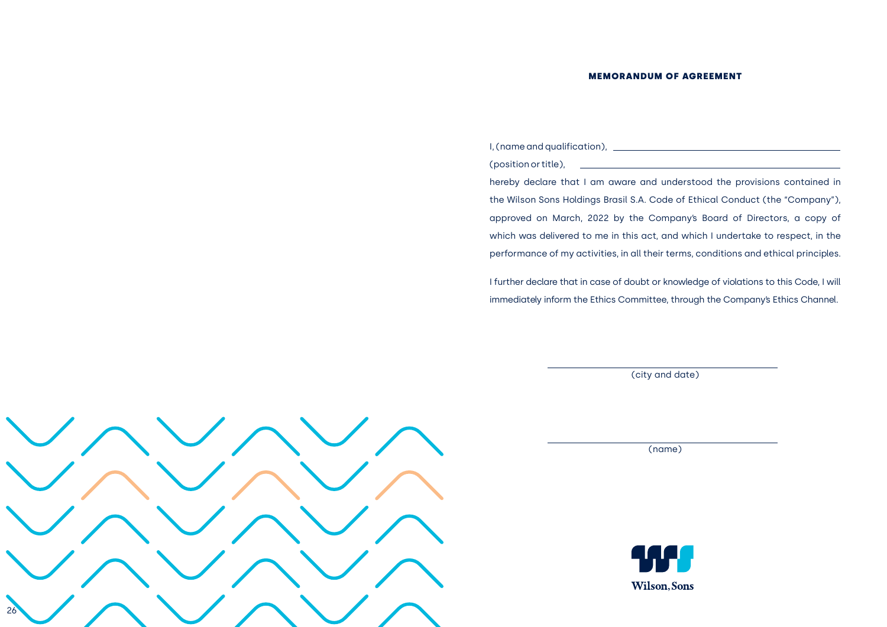## MEMORANDUM OF AGREEMENT

I, (name and qualification), ________________________________________

(position or title), ________________________________________

hereby declare that I am aware and understood the provisions contained in the Wilson Sons Holdings Brasil S.A. Code of Ethical Conduct (the "Company"), approved on March, 2022 by the Company's Board of Directors, a copy of which was delivered to me in this act, and which I undertake to respect, in the performance of my activities, in all their terms, conditions and ethical principles.

I further declare that in case of doubt or knowledge of violations to this Code, I will immediately inform the Ethics Committee, through the Company's Ethics Channel.

________________________________________
(city and date)

________________________________________
(name)

Wilson, Sons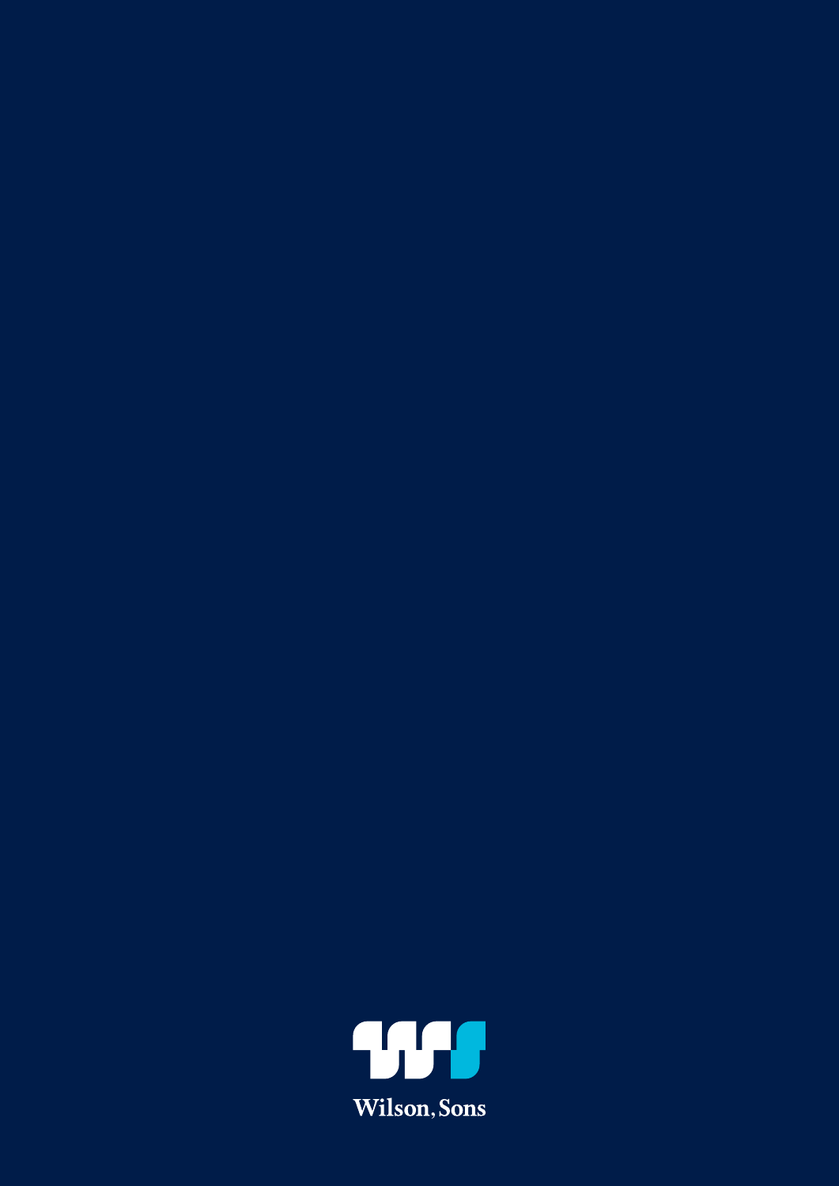Wilson, Sons